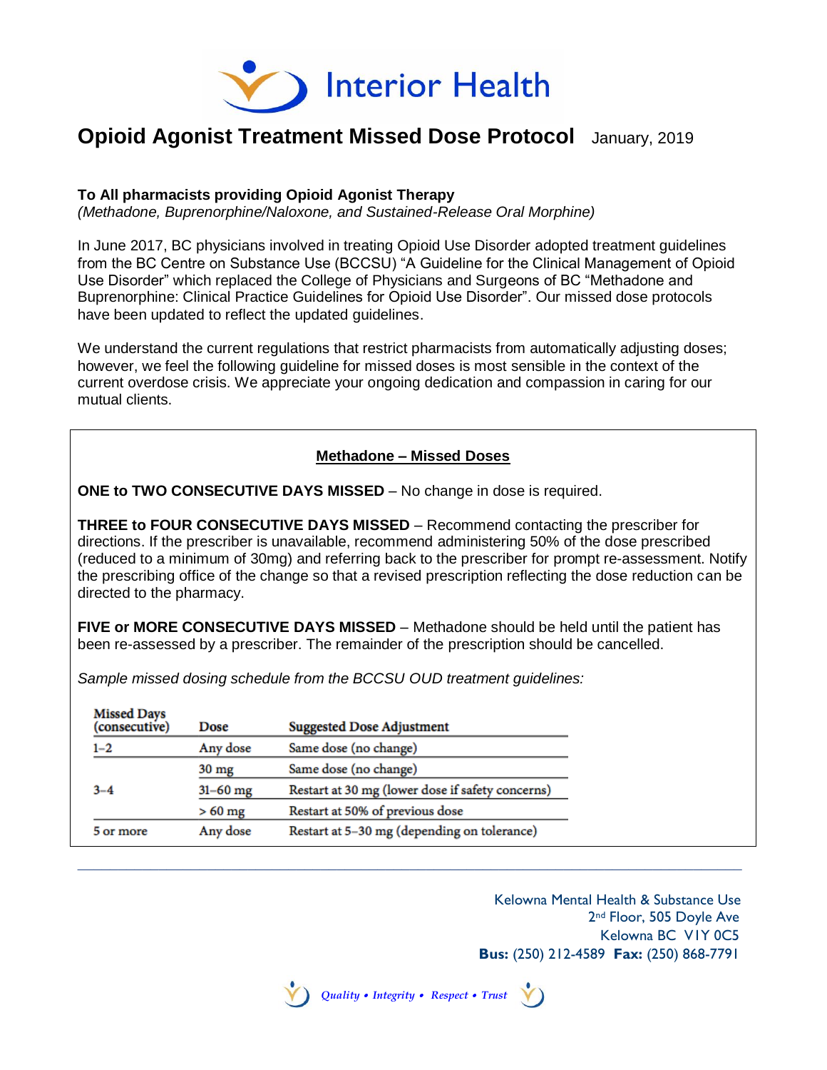# Opioid Agonist Treatment Missed Dose Protocol

January, 2019

**To All pharmacists providing Opioid Agonist Therapy**
*(Methadone, Buprenorphine/Naloxone, and Sustained-Release Oral Morphine)*

In June 2017, BC physicians involved in treating Opioid Use Disorder adopted treatment guidelines from the BC Centre on Substance Use (BCCSU) "A Guideline for the Clinical Management of Opioid Use Disorder" which replaced the College of Physicians and Surgeons of BC "Methadone and Buprenorphine: Clinical Practice Guidelines for Opioid Use Disorder". Our missed dose protocols have been updated to reflect the updated guidelines.

We understand the current regulations that restrict pharmacists from automatically adjusting doses; however, we feel the following guideline for missed doses is most sensible in the context of the current overdose crisis. We appreciate your ongoing dedication and compassion in caring for our mutual clients.

## Methadone – Missed Doses

**ONE to TWO CONSECUTIVE DAYS MISSED** – No change in dose is required.

**THREE to FOUR CONSECUTIVE DAYS MISSED** – Recommend contacting the prescriber for directions. If the prescriber is unavailable, recommend administering 50% of the dose prescribed (reduced to a minimum of 30mg) and referring back to the prescriber for prompt re-assessment. Notify the prescribing office of the change so that a revised prescription reflecting the dose reduction can be directed to the pharmacy.

**FIVE or MORE CONSECUTIVE DAYS MISSED** – Methadone should be held until the patient has been re-assessed by a prescriber. The remainder of the prescription should be cancelled.

*Sample missed dosing schedule from the BCCSU OUD treatment guidelines:*

| Missed Days (consecutive) | Dose | Suggested Dose Adjustment |
|---|---|---|
| 1–2 | Any dose | Same dose (no change) |
| 3–4 | 30 mg | Same dose (no change) |
| | 31–60 mg | Restart at 30 mg (lower dose if safety concerns) |
| | > 60 mg | Restart at 50% of previous dose |
| 5 or more | Any dose | Restart at 5–30 mg (depending on tolerance) |

Kelowna Mental Health & Substance Use
2nd Floor, 505 Doyle Ave
Kelowna BC V1Y 0C5
**Bus:** (250) 212-4589 **Fax:** (250) 868-7791

*Quality • Integrity • Respect • Trust*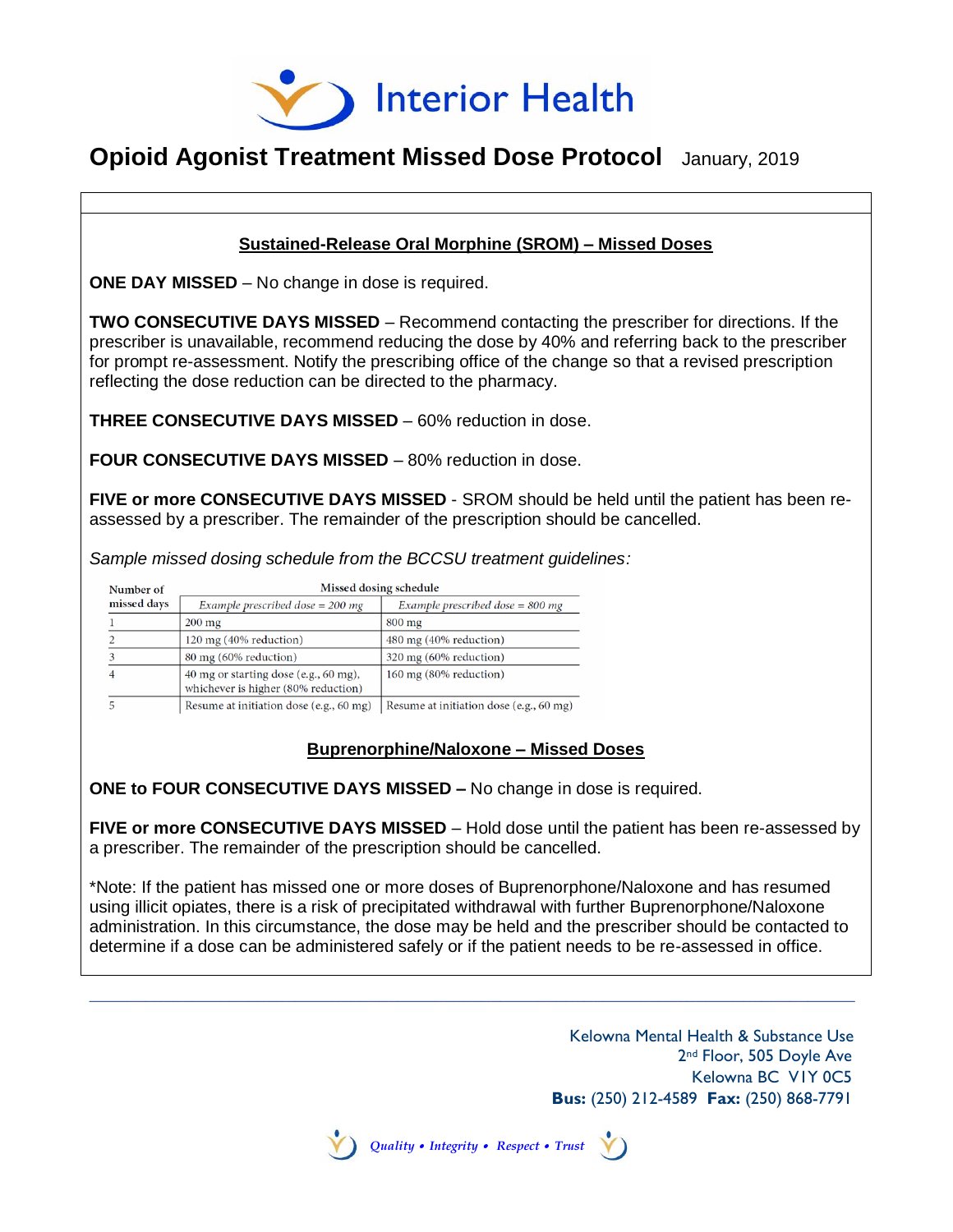# Interior Health

## Opioid Agonist Treatment Missed Dose Protocol January, 2019

### Sustained-Release Oral Morphine (SROM) – Missed Doses

**ONE DAY MISSED** – No change in dose is required.

**TWO CONSECUTIVE DAYS MISSED** – Recommend contacting the prescriber for directions. If the prescriber is unavailable, recommend reducing the dose by 40% and referring back to the prescriber for prompt re-assessment. Notify the prescribing office of the change so that a revised prescription reflecting the dose reduction can be directed to the pharmacy.

**THREE CONSECUTIVE DAYS MISSED** – 60% reduction in dose.

**FOUR CONSECUTIVE DAYS MISSED** – 80% reduction in dose.

**FIVE or more CONSECUTIVE DAYS MISSED** - SROM should be held until the patient has been re-assessed by a prescriber. The remainder of the prescription should be cancelled.

*Sample missed dosing schedule from the BCCSU treatment guidelines:*

| Number of missed days | Missed dosing schedule | |
|---|---|---|
| | *Example prescribed dose = 200 mg* | *Example prescribed dose = 800 mg* |
| 1 | 200 mg | 800 mg |
| 2 | 120 mg (40% reduction) | 480 mg (40% reduction) |
| 3 | 80 mg (60% reduction) | 320 mg (60% reduction) |
| 4 | 40 mg or starting dose (e.g., 60 mg), whichever is higher (80% reduction) | 160 mg (80% reduction) |
| 5 | Resume at initiation dose (e.g., 60 mg) | Resume at initiation dose (e.g., 60 mg) |

### Buprenorphine/Naloxone – Missed Doses

**ONE to FOUR CONSECUTIVE DAYS MISSED –** No change in dose is required.

**FIVE or more CONSECUTIVE DAYS MISSED** – Hold dose until the patient has been re-assessed by a prescriber. The remainder of the prescription should be cancelled.

*Note: If the patient has missed one or more doses of Buprenorphone/Naloxone and has resumed using illicit opiates, there is a risk of precipitated withdrawal with further Buprenorphone/Naloxone administration. In this circumstance, the dose may be held and the prescriber should be contacted to determine if a dose can be administered safely or if the patient needs to be re-assessed in office.

Kelowna Mental Health & Substance Use
2nd Floor, 505 Doyle Ave
Kelowna BC V1Y 0C5
**Bus:** (250) 212-4589 **Fax:** (250) 868-7791

*Quality • Integrity • Respect • Trust*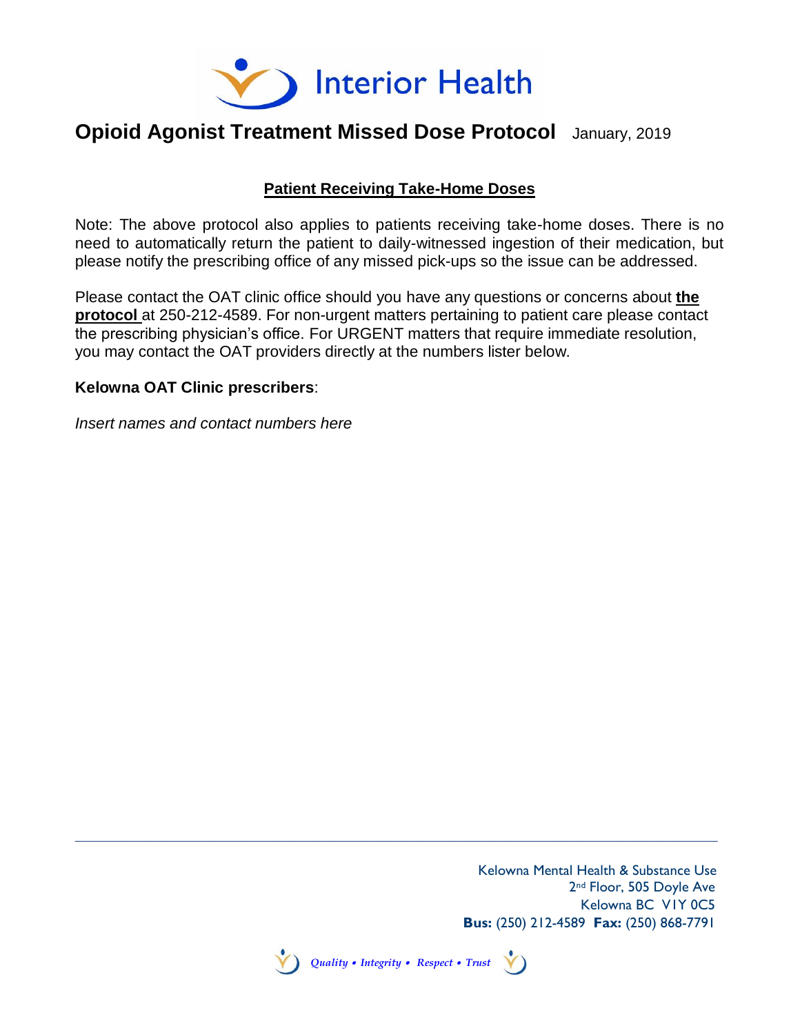# Opioid Agonist Treatment Missed Dose Protocol January, 2019

## Patient Receiving Take-Home Doses

Note: The above protocol also applies to patients receiving take-home doses. There is no need to automatically return the patient to daily-witnessed ingestion of their medication, but please notify the prescribing office of any missed pick-ups so the issue can be addressed.

Please contact the OAT clinic office should you have any questions or concerns about **the protocol** at 250-212-4589. For non-urgent matters pertaining to patient care please contact the prescribing physician's office. For URGENT matters that require immediate resolution, you may contact the OAT providers directly at the numbers lister below.

**Kelowna OAT Clinic prescribers**:

*Insert names and contact numbers here*

Kelowna Mental Health & Substance Use
2nd Floor, 505 Doyle Ave
Kelowna BC V1Y 0C5
**Bus:** (250) 212-4589 **Fax:** (250) 868-7791

*Quality • Integrity • Respect • Trust*